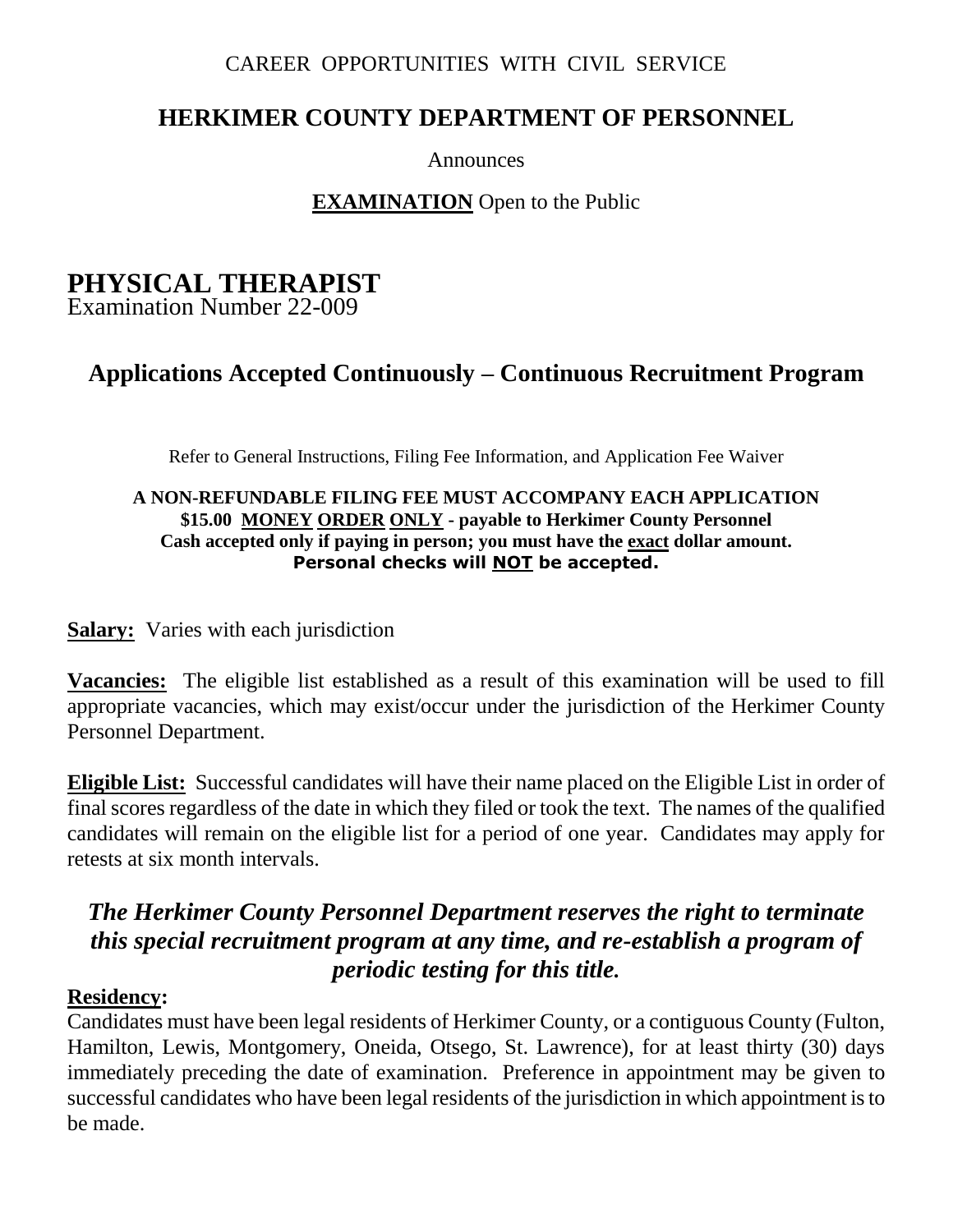CAREER OPPORTUNITIES WITH CIVIL SERVICE

## HERKIMER COUNTY DEPARTMENT OF PERSONNEL

Announces

**EXAMINATION** Open to the Public

# PHYSICAL THERAPIST

Examination Number 22-009

## Applications Accepted Continuously – Continuous Recruitment Program

Refer to General Instructions, Filing Fee Information, and Application Fee Waiver

**A NON-REFUNDABLE FILING FEE MUST ACCOMPANY EACH APPLICATION**
**$15.00 MONEY ORDER ONLY - payable to Herkimer County Personnel**
**Cash accepted only if paying in person; you must have the exact dollar amount.**
**Personal checks will NOT be accepted.**

**Salary:** Varies with each jurisdiction

**Vacancies:** The eligible list established as a result of this examination will be used to fill appropriate vacancies, which may exist/occur under the jurisdiction of the Herkimer County Personnel Department.

**Eligible List:** Successful candidates will have their name placed on the Eligible List in order of final scores regardless of the date in which they filed or took the text. The names of the qualified candidates will remain on the eligible list for a period of one year. Candidates may apply for retests at six month intervals.

***The Herkimer County Personnel Department reserves the right to terminate this special recruitment program at any time, and re-establish a program of periodic testing for this title.***

**Residency:**

Candidates must have been legal residents of Herkimer County, or a contiguous County (Fulton, Hamilton, Lewis, Montgomery, Oneida, Otsego, St. Lawrence), for at least thirty (30) days immediately preceding the date of examination. Preference in appointment may be given to successful candidates who have been legal residents of the jurisdiction in which appointment is to be made.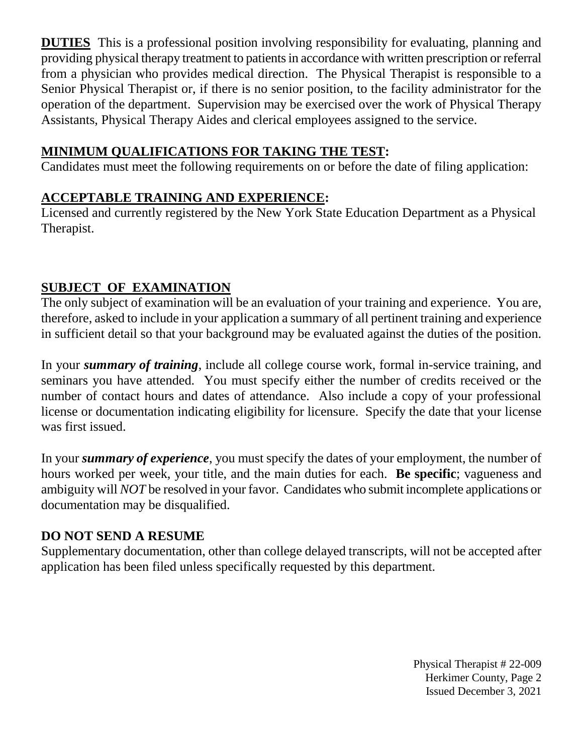**DUTIES** This is a professional position involving responsibility for evaluating, planning and providing physical therapy treatment to patients in accordance with written prescription or referral from a physician who provides medical direction. The Physical Therapist is responsible to a Senior Physical Therapist or, if there is no senior position, to the facility administrator for the operation of the department. Supervision may be exercised over the work of Physical Therapy Assistants, Physical Therapy Aides and clerical employees assigned to the service.

## MINIMUM QUALIFICATIONS FOR TAKING THE TEST:

Candidates must meet the following requirements on or before the date of filing application:

## ACCEPTABLE TRAINING AND EXPERIENCE:

Licensed and currently registered by the New York State Education Department as a Physical Therapist.

## SUBJECT OF EXAMINATION

The only subject of examination will be an evaluation of your training and experience. You are, therefore, asked to include in your application a summary of all pertinent training and experience in sufficient detail so that your background may be evaluated against the duties of the position.

In your ***summary of training***, include all college course work, formal in-service training, and seminars you have attended. You must specify either the number of credits received or the number of contact hours and dates of attendance. Also include a copy of your professional license or documentation indicating eligibility for licensure. Specify the date that your license was first issued.

In your ***summary of experience***, you must specify the dates of your employment, the number of hours worked per week, your title, and the main duties for each. **Be specific**; vagueness and ambiguity will *NOT* be resolved in your favor. Candidates who submit incomplete applications or documentation may be disqualified.

## DO NOT SEND A RESUME

Supplementary documentation, other than college delayed transcripts, will not be accepted after application has been filed unless specifically requested by this department.

Physical Therapist # 22-009
Herkimer County, Page 2
Issued December 3, 2021